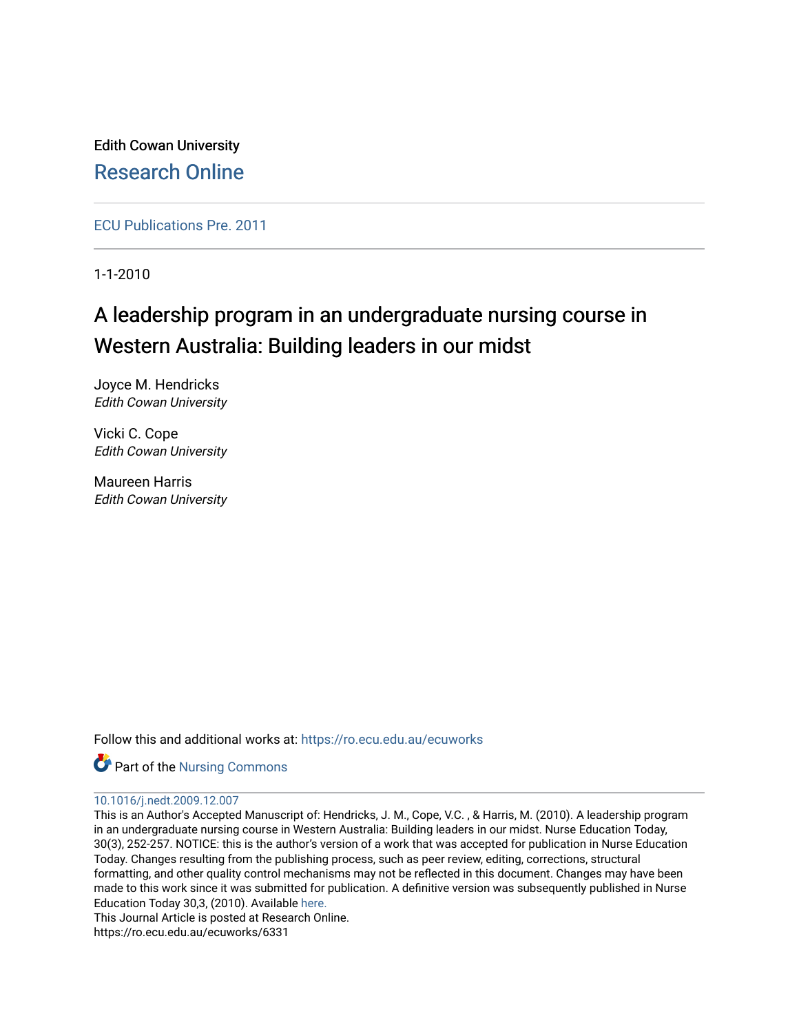Edith Cowan University

Research Online

ECU Publications Pre. 2011

1-1-2010

# A leadership program in an undergraduate nursing course in Western Australia: Building leaders in our midst

Joyce M. Hendricks
*Edith Cowan University*

Vicki C. Cope
*Edith Cowan University*

Maureen Harris
*Edith Cowan University*

Follow this and additional works at: https://ro.ecu.edu.au/ecuworks

Part of the Nursing Commons

10.1016/j.nedt.2009.12.007

This is an Author's Accepted Manuscript of: Hendricks, J. M., Cope, V.C. , & Harris, M. (2010). A leadership program in an undergraduate nursing course in Western Australia: Building leaders in our midst. Nurse Education Today, 30(3), 252-257. NOTICE: this is the author's version of a work that was accepted for publication in Nurse Education Today. Changes resulting from the publishing process, such as peer review, editing, corrections, structural formatting, and other quality control mechanisms may not be reflected in this document. Changes may have been made to this work since it was submitted for publication. A definitive version was subsequently published in Nurse Education Today 30,3, (2010). Available here.

This Journal Article is posted at Research Online.

https://ro.ecu.edu.au/ecuworks/6331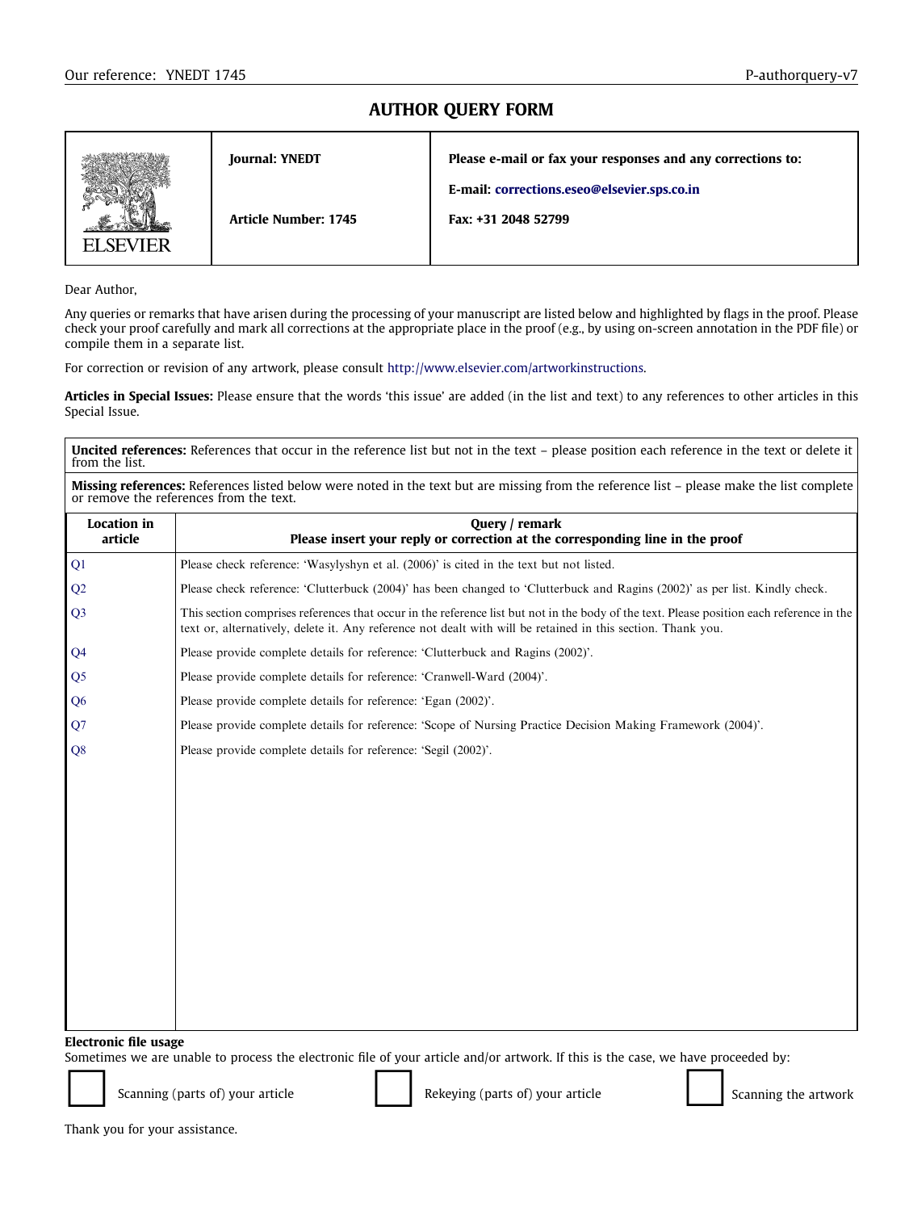Our reference: YNEDT 1745 P-authorquery-v7

# AUTHOR QUERY FORM

| ELSEVIER | **Journal: YNEDT** **Article Number: 1745** | **Please e-mail or fax your responses and any corrections to:** **E-mail: corrections.eseo@elsevier.sps.co.in** **Fax: +31 2048 52799** |
|---|---|---|

Dear Author,

Any queries or remarks that have arisen during the processing of your manuscript are listed below and highlighted by flags in the proof. Please check your proof carefully and mark all corrections at the appropriate place in the proof (e.g., by using on-screen annotation in the PDF file) or compile them in a separate list.

For correction or revision of any artwork, please consult http://www.elsevier.com/artworkinstructions.

**Articles in Special Issues:** Please ensure that the words 'this issue' are added (in the list and text) to any references to other articles in this Special Issue.

**Uncited references:** References that occur in the reference list but not in the text – please position each reference in the text or delete it from the list.

**Missing references:** References listed below were noted in the text but are missing from the reference list – please make the list complete or remove the references from the text.

| Location in article | Query / remark **Please insert your reply or correction at the corresponding line in the proof** |
|---|---|
| Q1 | Please check reference: 'Wasylyshyn et al. (2006)' is cited in the text but not listed. |
| Q2 | Please check reference: 'Clutterbuck (2004)' has been changed to 'Clutterbuck and Ragins (2002)' as per list. Kindly check. |
| Q3 | This section comprises references that occur in the reference list but not in the body of the text. Please position each reference in the text or, alternatively, delete it. Any reference not dealt with will be retained in this section. Thank you. |
| Q4 | Please provide complete details for reference: 'Clutterbuck and Ragins (2002)'. |
| Q5 | Please provide complete details for reference: 'Cranwell-Ward (2004)'. |
| Q6 | Please provide complete details for reference: 'Egan (2002)'. |
| Q7 | Please provide complete details for reference: 'Scope of Nursing Practice Decision Making Framework (2004)'. |
| Q8 | Please provide complete details for reference: 'Segil (2002)'. |

**Electronic file usage**

Sometimes we are unable to process the electronic file of your article and/or artwork. If this is the case, we have proceeded by:

☐ Scanning (parts of) your article ☐ Rekeying (parts of) your article ☐ Scanning the artwork

Thank you for your assistance.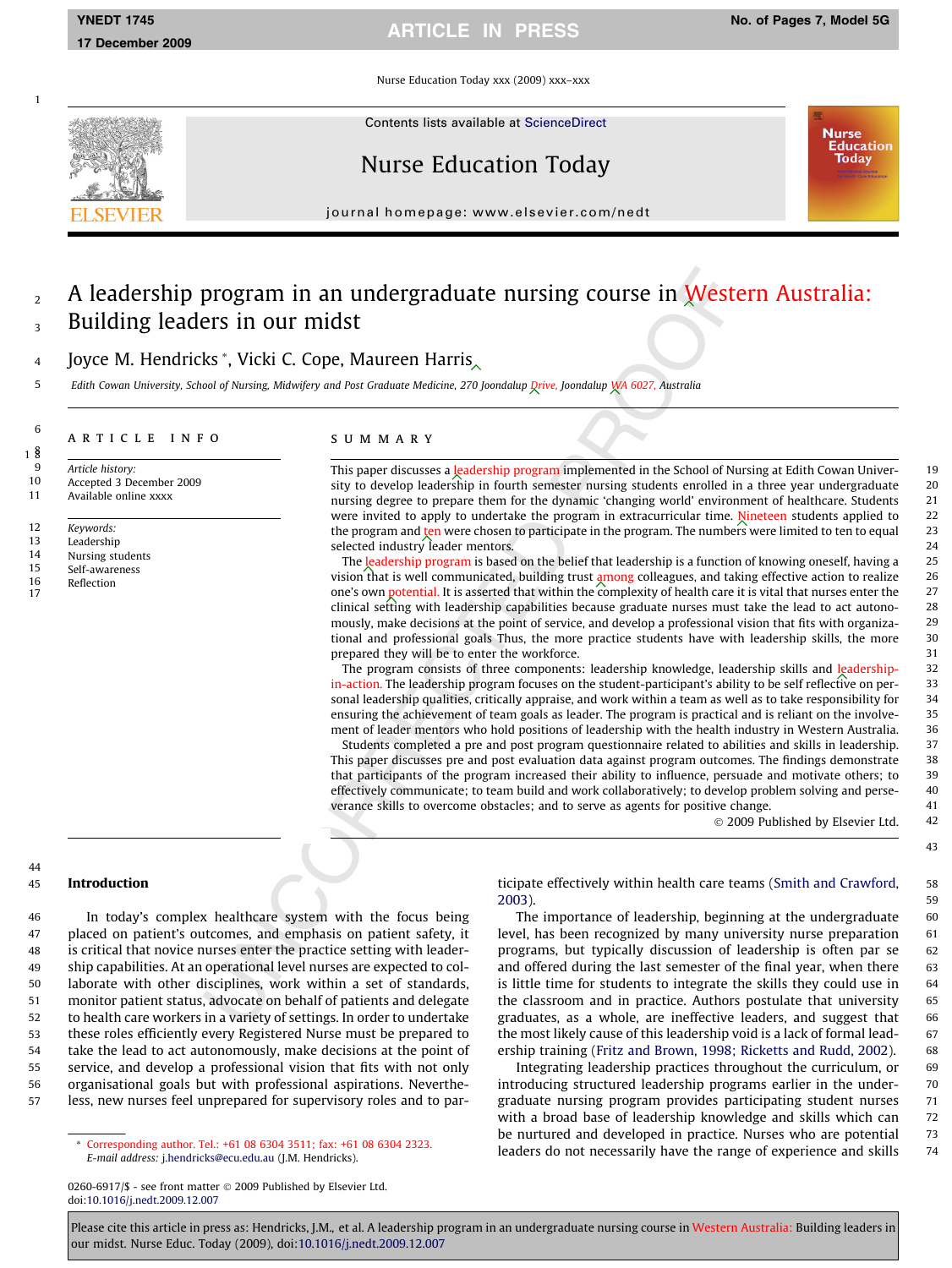# A leadership program in an undergraduate nursing course in Western Australia: Building leaders in our midst

Joyce M. Hendricks *, Vicki C. Cope, Maureen Harris

*Edith Cowan University, School of Nursing, Midwifery and Post Graduate Medicine, 270 Joondalup Drive, Joondalup WA 6027, Australia*

## ARTICLE INFO

*Article history:*
Accepted 3 December 2009
Available online xxxx

*Keywords:*
Leadership
Nursing students
Self-awareness
Reflection

## SUMMARY

This paper discusses a leadership program implemented in the School of Nursing at Edith Cowan University to develop leadership in fourth semester nursing students enrolled in a three year undergraduate nursing degree to prepare them for the dynamic 'changing world' environment of healthcare. Students were invited to apply to undertake the program in extracurricular time. Nineteen students applied to the program and ten were chosen to participate in the program. The numbers were limited to ten to equal selected industry leader mentors.

The leadership program is based on the belief that leadership is a function of knowing oneself, having a vision that is well communicated, building trust among colleagues, and taking effective action to realize one's own potential. It is asserted that within the complexity of health care it is vital that nurses enter the clinical setting with leadership capabilities because graduate nurses must take the lead to act autonomously, make decisions at the point of service, and develop a professional vision that fits with organizational and professional goals Thus, the more practice students have with leadership skills, the more prepared they will be to enter the workforce.

The program consists of three components: leadership knowledge, leadership skills and leadership-in-action. The leadership program focuses on the student-participant's ability to be self reflective on personal leadership qualities, critically appraise, and work within a team as well as to take responsibility for ensuring the achievement of team goals as leader. The program is practical and is reliant on the involvement of leader mentors who hold positions of leadership with the health industry in Western Australia.

Students completed a pre and post program questionnaire related to abilities and skills in leadership. This paper discusses pre and post evaluation data against program outcomes. The findings demonstrate that participants of the program increased their ability to influence, persuade and motivate others; to effectively communicate; to team build and work collaboratively; to develop problem solving and perseverance skills to overcome obstacles; and to serve as agents for positive change.

© 2009 Published by Elsevier Ltd.

## Introduction

In today's complex healthcare system with the focus being placed on patient's outcomes, and emphasis on patient safety, it is critical that novice nurses enter the practice setting with leadership capabilities. At an operational level nurses are expected to collaborate with other disciplines, work within a set of standards, monitor patient status, advocate on behalf of patients and delegate to health care workers in a variety of settings. In order to undertake these roles efficiently every Registered Nurse must be prepared to take the lead to act autonomously, make decisions at the point of service, and develop a professional vision that fits with not only organisational goals but with professional aspirations. Nevertheless, new nurses feel unprepared for supervisory roles and to participate effectively within health care teams (Smith and Crawford, 2003).

The importance of leadership, beginning at the undergraduate level, has been recognized by many university nurse preparation programs, but typically discussion of leadership is often par se and offered during the last semester of the final year, when there is little time for students to integrate the skills they could use in the classroom and in practice. Authors postulate that university graduates, as a whole, are ineffective leaders, and suggest that the most likely cause of this leadership void is a lack of formal leadership training (Fritz and Brown, 1998; Ricketts and Rudd, 2002).

Integrating leadership practices throughout the curriculum, or introducing structured leadership programs earlier in the undergraduate nursing program provides participating student nurses with a broad base of leadership knowledge and skills which can be nurtured and developed in practice. Nurses who are potential leaders do not necessarily have the range of experience and skills

* Corresponding author. Tel.: +61 08 6304 3511; fax: +61 08 6304 2323.
*E-mail address:* j.hendricks@ecu.edu.au (J.M. Hendricks).

0260-6917/$ - see front matter © 2009 Published by Elsevier Ltd.
doi:10.1016/j.nedt.2009.12.007

Please cite this article in press as: Hendricks, J.M., et al. A leadership program in an undergraduate nursing course in Western Australia: Building leaders in our midst. Nurse Educ. Today (2009), doi:10.1016/j.nedt.2009.12.007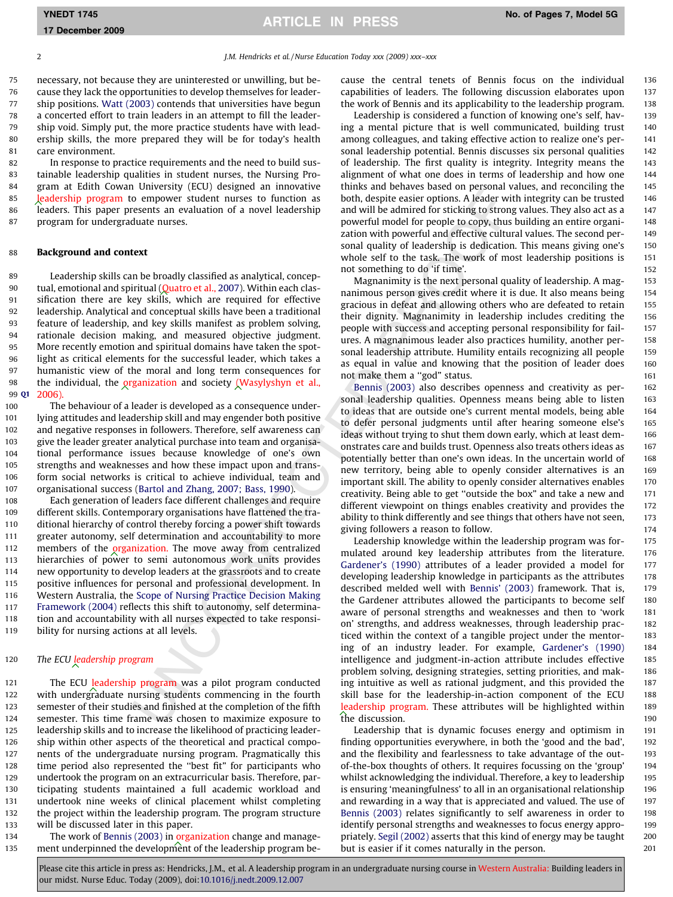necessary, not because they are uninterested or unwilling, but because they lack the opportunities to develop themselves for leadership positions. Watt (2003) contends that universities have begun a concerted effort to train leaders in an attempt to fill the leadership void. Simply put, the more practice students have with leadership skills, the more prepared they will be for today's health care environment.

In response to practice requirements and the need to build sustainable leadership qualities in student nurses, the Nursing Program at Edith Cowan University (ECU) designed an innovative leadership program to empower student nurses to function as leaders. This paper presents an evaluation of a novel leadership program for undergraduate nurses.

## Background and context

Leadership skills can be broadly classified as analytical, conceptual, emotional and spiritual (Quatro et al., 2007). Within each classification there are key skills, which are required for effective leadership. Analytical and conceptual skills have been a traditional feature of leadership, and key skills manifest as problem solving, rationale decision making, and measured objective judgment. More recently emotion and spiritual domains have taken the spotlight as critical elements for the successful leader, which takes a humanistic view of the moral and long term consequences for the individual, the organization and society (Wasylyshyn et al., 2006).

The behaviour of a leader is developed as a consequence underlying attitudes and leadership skill and may engender both positive and negative responses in followers. Therefore, self awareness can give the leader greater analytical purchase into team and organisational performance issues because knowledge of one's own strengths and weaknesses and how these impact upon and transform social networks is critical to achieve individual, team and organisational success (Bartol and Zhang, 2007; Bass, 1990).

Each generation of leaders face different challenges and require different skills. Contemporary organisations have flattened the traditional hierarchy of control thereby forcing a power shift towards greater autonomy, self determination and accountability to more members of the organization. The move away from centralized hierarchies of power to semi autonomous work units provides new opportunity to develop leaders at the grassroots and to create positive influences for personal and professional development. In Western Australia, the Scope of Nursing Practice Decision Making Framework (2004) reflects this shift to autonomy, self determination and accountability with all nurses expected to take responsibility for nursing actions at all levels.

### *The ECU leadership program*

The ECU leadership program was a pilot program conducted with undergraduate nursing students commencing in the fourth semester of their studies and finished at the completion of the fifth semester. This time frame was chosen to maximize exposure to leadership skills and to increase the likelihood of practicing leadership within other aspects of the theoretical and practical components of the undergraduate nursing program. Pragmatically this time period also represented the "best fit" for participants who undertook the program on an extracurricular basis. Therefore, participating students maintained a full academic workload and undertook nine weeks of clinical placement whilst completing the project within the leadership program. The program structure will be discussed later in this paper.

The work of Bennis (2003) in organization change and management underpinned the development of the leadership program because the central tenets of Bennis focus on the individual capabilities of leaders. The following discussion elaborates upon the work of Bennis and its applicability to the leadership program.

Leadership is considered a function of knowing one's self, having a mental picture that is well communicated, building trust among colleagues, and taking effective action to realize one's personal leadership potential. Bennis discusses six personal qualities of leadership. The first quality is integrity. Integrity means the alignment of what one does in terms of leadership and how one thinks and behaves based on personal values, and reconciling the both, despite easier options. A leader with integrity can be trusted and will be admired for sticking to strong values. They also act as a powerful model for people to copy, thus building an entire organization with powerful and effective cultural values. The second personal quality of leadership is dedication. This means giving one's whole self to the task. The work of most leadership positions is not something to do 'if time'.

Magnanimity is the next personal quality of leadership. A magnanimous person gives credit where it is due. It also means being gracious in defeat and allowing others who are defeated to retain their dignity. Magnanimity in leadership includes crediting the people with success and accepting personal responsibility for failures. A magnanimous leader also practices humility, another personal leadership attribute. Humility entails recognizing all people as equal in value and knowing that the position of leader does not make them a "god" status.

Bennis (2003) also describes openness and creativity as personal leadership qualities. Openness means being able to listen to ideas that are outside one's current mental models, being able to defer personal judgments until after hearing someone else's ideas without trying to shut them down early, which at least demonstrates care and builds trust. Openness also treats others ideas as potentially better than one's own ideas. In the uncertain world of new territory, being able to openly consider alternatives is an important skill. The ability to openly consider alternatives enables creativity. Being able to get "outside the box" and take a new and different viewpoint on things enables creativity and provides the ability to think differently and see things that others have not seen, giving followers a reason to follow.

Leadership knowledge within the leadership program was formulated around key leadership attributes from the literature. Gardener's (1990) attributes of a leader provided a model for developing leadership knowledge in participants as the attributes described melded well with Bennis' (2003) framework. That is, the Gardener attributes allowed the participants to become self aware of personal strengths and weaknesses and then to 'work on' strengths, and address weaknesses, through leadership practiced within the context of a tangible project under the mentoring of an industry leader. For example, Gardener's (1990) intelligence and judgment-in-action attribute includes effective problem solving, designing strategies, setting priorities, and making intuitive as well as rational judgment, and this provided the skill base for the leadership-in-action component of the ECU leadership program. These attributes will be highlighted within the discussion.

Leadership that is dynamic focuses energy and optimism in finding opportunities everywhere, in both the 'good and the bad', and the flexibility and fearlessness to take advantage of the out-of-the-box thoughts of others. It requires focussing on the 'group' whilst acknowledging the individual. Therefore, a key to leadership is ensuring 'meaningfulness' to all in an organisational relationship and rewarding in a way that is appreciated and valued. The use of Bennis (2003) relates significantly to self awareness in order to identify personal strengths and weaknesses to focus energy appropriately. Segil (2002) asserts that this kind of energy may be taught but is easier if it comes naturally in the person.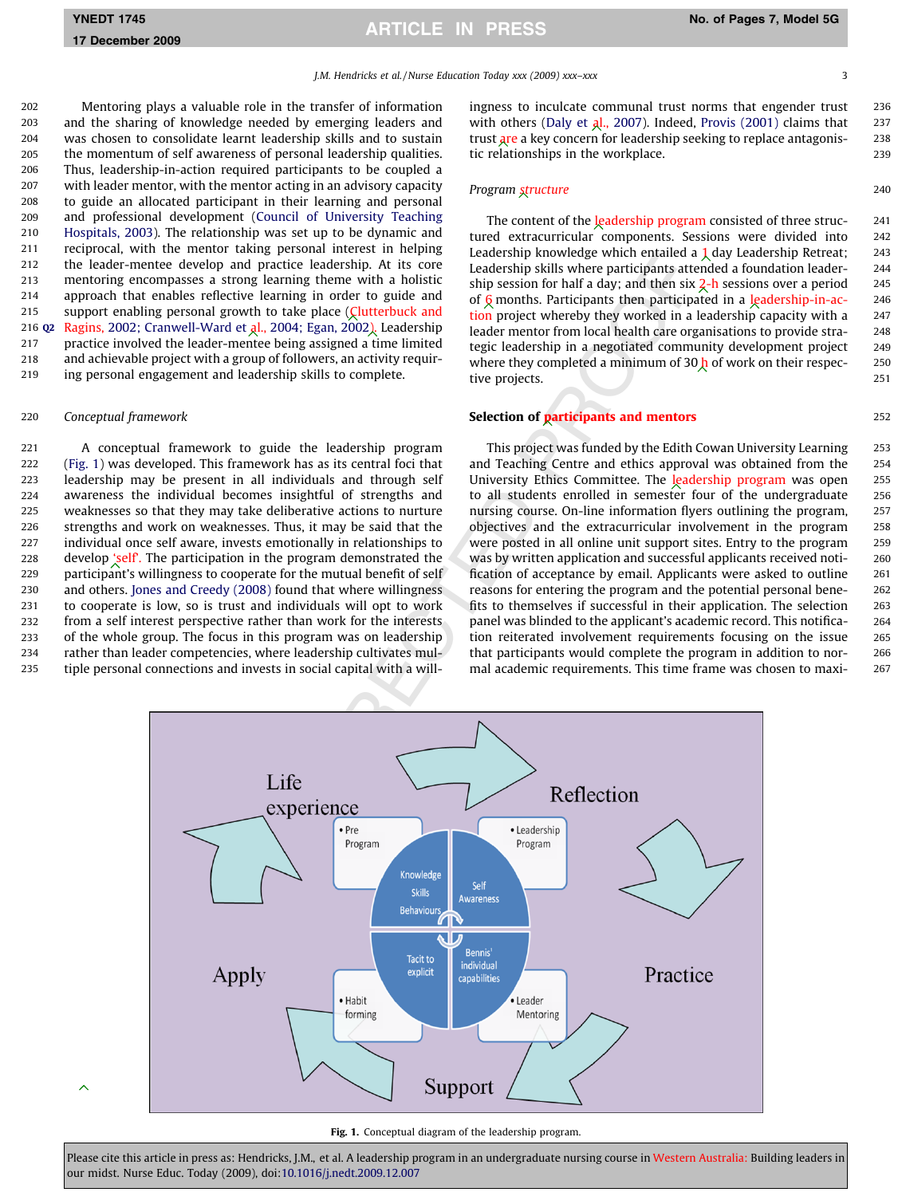Mentoring plays a valuable role in the transfer of information and the sharing of knowledge needed by emerging leaders and was chosen to consolidate learnt leadership skills and to sustain the momentum of self awareness of personal leadership qualities. Thus, leadership-in-action required participants to be coupled a with leader mentor, with the mentor acting in an advisory capacity to guide an allocated participant in their learning and personal and professional development (Council of University Teaching Hospitals, 2003). The relationship was set up to be dynamic and reciprocal, with the mentor taking personal interest in helping the leader-mentee develop and practice leadership. At its core mentoring encompasses a strong learning theme with a holistic approach that enables reflective learning in order to guide and support enabling personal growth to take place (Clutterbuck and Ragins, 2002; Cranwell-Ward et al., 2004; Egan, 2002). Leadership practice involved the leader-mentee being assigned a time limited and achievable project with a group of followers, an activity requiring personal engagement and leadership skills to complete.

### Conceptual framework

A conceptual framework to guide the leadership program (Fig. 1) was developed. This framework has as its central foci that leadership may be present in all individuals and through self awareness the individual becomes insightful of strengths and weaknesses so that they may take deliberative actions to nurture strengths and work on weaknesses. Thus, it may be said that the individual once self aware, invests emotionally in relationships to develop 'self'. The participation in the program demonstrated the participant's willingness to cooperate for the mutual benefit of self and others. Jones and Creedy (2008) found that where willingness to cooperate is low, so is trust and individuals will opt to work from a self interest perspective rather than work for the interests of the whole group. The focus in this program was on leadership rather than leader competencies, where leadership cultivates multiple personal connections and invests in social capital with a willingness to inculcate communal trust norms that engender trust with others (Daly et al., 2007). Indeed, Provis (2001) claims that trust are a key concern for leadership seeking to replace antagonistic relationships in the workplace.

### Program structure

The content of the leadership program consisted of three structured extracurricular components. Sessions were divided into Leadership knowledge which entailed a 1 day Leadership Retreat; Leadership skills where participants attended a foundation leadership session for half a day; and then six 2-h sessions over a period of 6 months. Participants then participated in a leadership-in-action project whereby they worked in a leadership capacity with a leader mentor from local health care organisations to provide strategic leadership in a negotiated community development project where they completed a minimum of 30 h of work on their respective projects.

### Selection of participants and mentors

This project was funded by the Edith Cowan University Learning and Teaching Centre and ethics approval was obtained from the University Ethics Committee. The leadership program was open to all students enrolled in semester four of the undergraduate nursing course. On-line information flyers outlining the program, objectives and the extracurricular involvement in the program were posted in all online unit support sites. Entry to the program was by written application and successful applicants received notification of acceptance by email. Applicants were asked to outline reasons for entering the program and the potential personal benefits to themselves if successful in their application. The selection panel was blinded to the applicant's academic record. This notification reiterated involvement requirements focusing on the issue that participants would complete the program in addition to normal academic requirements. This time frame was chosen to maxi-

Fig. 1. Conceptual diagram of the leadership program.

Please cite this article in press as: Hendricks, J.M., et al. A leadership program in an undergraduate nursing course in Western Australia: Building leaders in our midst. Nurse Educ. Today (2009), doi:10.1016/j.nedt.2009.12.007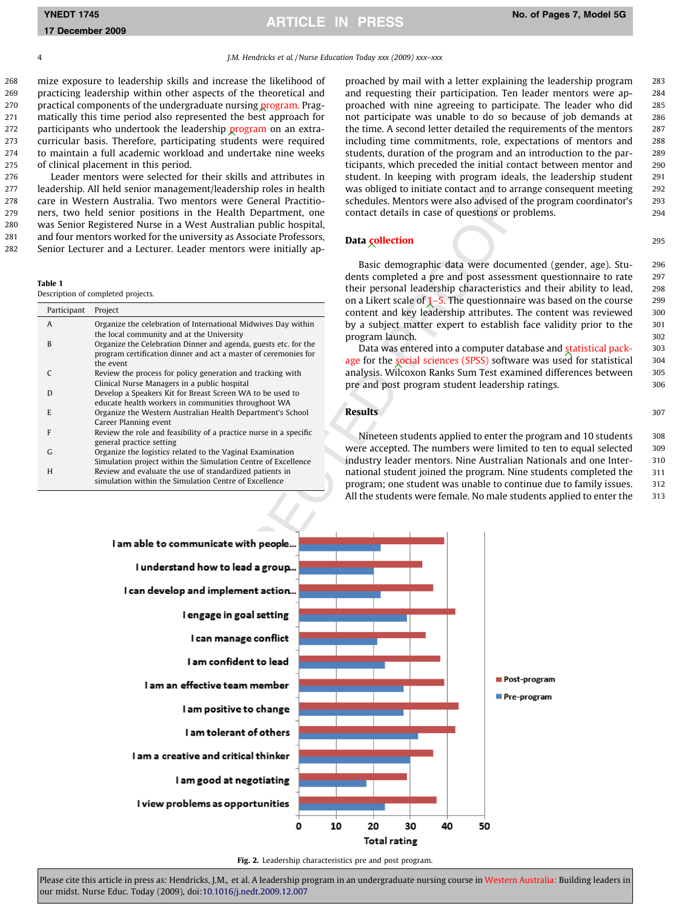mize exposure to leadership skills and increase the likelihood of practicing leadership within other aspects of the theoretical and practical components of the undergraduate nursing program. Pragmatically this time period also represented the best approach for participants who undertook the leadership program on an extra-curricular basis. Therefore, participating students were required to maintain a full academic workload and undertake nine weeks of clinical placement in this period.

Leader mentors were selected for their skills and attributes in leadership. All held senior management/leadership roles in health care in Western Australia. Two mentors were General Practitioners, two held senior positions in the Health Department, one was Senior Registered Nurse in a West Australian public hospital, and four mentors worked for the university as Associate Professors, Senior Lecturer and a Lecturer. Leader mentors were initially approached by mail with a letter explaining the leadership program and requesting their participation. Ten leader mentors were approached with nine agreeing to participate. The leader who did not participate was unable to do so because of job demands at the time. A second letter detailed the requirements of the mentors including time commitments, role, expectations of mentors and students, duration of the program and an introduction to the participants, which preceded the initial contact between mentor and student. In keeping with program ideals, the leadership student was obliged to initiate contact and to arrange consequent meeting schedules. Mentors were also advised of the program coordinator's contact details in case of questions or problems.

**Table 1**
Description of completed projects.

| Participant | Project |
|---|---|
| A | Organize the celebration of International Midwives Day within the local community and at the University |
| B | Organize the Celebration Dinner and agenda, guests etc. for the program certification dinner and act a master of ceremonies for the event |
| C | Review the process for policy generation and tracking with Clinical Nurse Managers in a public hospital |
| D | Develop a Speakers Kit for Breast Screen WA to be used to educate health workers in communities throughout WA |
| E | Organize the Western Australian Health Department's School Career Planning event |
| F | Review the role and feasibility of a practice nurse in a specific general practice setting |
| G | Organize the logistics related to the Vaginal Examination Simulation project within the Simulation Centre of Excellence |
| H | Review and evaluate the use of standardized patients in simulation within the Simulation Centre of Excellence |

## Data collection

Basic demographic data were documented (gender, age). Students completed a pre and post assessment questionnaire to rate their personal leadership characteristics and their ability to lead, on a Likert scale of 1–5. The questionnaire was based on the course content and key leadership attributes. The content was reviewed by a subject matter expert to establish face validity prior to the program launch.

Data was entered into a computer database and statistical package for the social sciences (SPSS) software was used for statistical analysis. Wilcoxon Ranks Sum Test examined differences between pre and post program student leadership ratings.

## Results

Nineteen students applied to enter the program and 10 students were accepted. The numbers were limited to ten to equal selected industry leader mentors. Nine Australian Nationals and one International student joined the program. Nine students completed the program; one student was unable to continue due to family issues. All the students were female. No male students applied to enter the

| Characteristic | Pre-program | Post-program |
|---|---|---|
| I am able to communicate with people... | 22 | 39 |
| I understand how to lead a group... | 20 | 33 |
| I can develop and implement action... | 22 | 36 |
| I engage in goal setting | 29 | 42 |
| I can manage conflict | 21 | 34 |
| I am confident to lead | 23 | 38 |
| I am an effective team member | 28 | 39 |
| I am positive to change | 28 | 43 |
| I am tolerant of others | 32 | 42 |
| I am a creative and critical thinker | 30 | 36 |
| I am good at negotiating | 18 | 29 |
| I view problems as opportunities | 23 | 37 |

Total rating

Fig. 2. Leadership characteristics pre and post program.

Please cite this article in press as: Hendricks, J.M., et al. A leadership program in an undergraduate nursing course in Western Australia: Building leaders in our midst. Nurse Educ. Today (2009), doi:10.1016/j.nedt.2009.12.007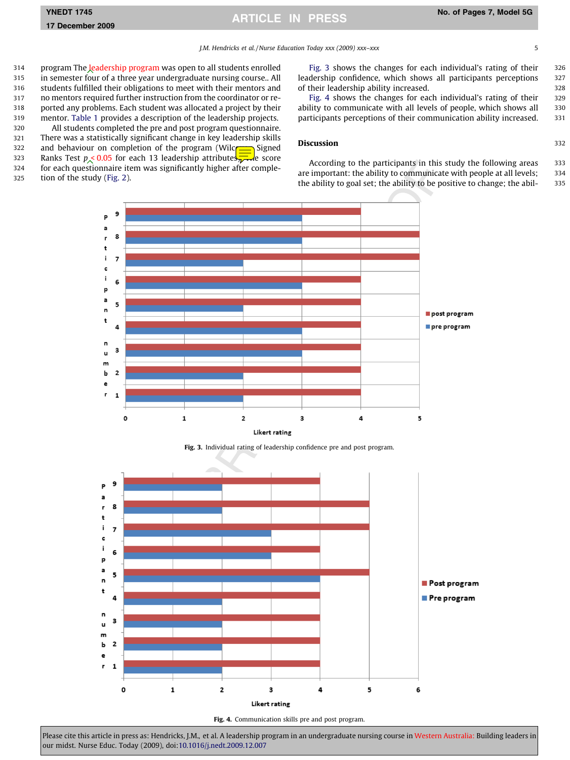program The leadership program was open to all students enrolled in semester four of a three year undergraduate nursing course.. All students fulfilled their obligations to meet with their mentors and no mentors required further instruction from the coordinator or reported any problems. Each student was allocated a project by their mentor. Table 1 provides a description of the leadership projects.

All students completed the pre and post program questionnaire. There was a statistically significant change in key leadership skills and behaviour on completion of the program (Wilcoxon Signed Ranks Test $p < 0.05$ for each 13 leadership attributes, the score for each questionnaire item was significantly higher after completion of the study (Fig. 2).

Fig. 3 shows the changes for each individual's rating of their leadership confidence, which shows all participants perceptions of their leadership ability increased.

Fig. 4 shows the changes for each individual's rating of their ability to communicate with all levels of people, which shows all participants perceptions of their communication ability increased.

## Discussion

According to the participants in this study the following areas are important: the ability to communicate with people at all levels; the ability to goal set; the ability to be positive to change; the abil-

**Fig. 3.** Individual rating of leadership confidence pre and post program.

**Fig. 4.** Communication skills pre and post program.

Please cite this article in press as: Hendricks, J.M., et al. A leadership program in an undergraduate nursing course in Western Australia: Building leaders in our midst. Nurse Educ. Today (2009), doi:10.1016/j.nedt.2009.12.007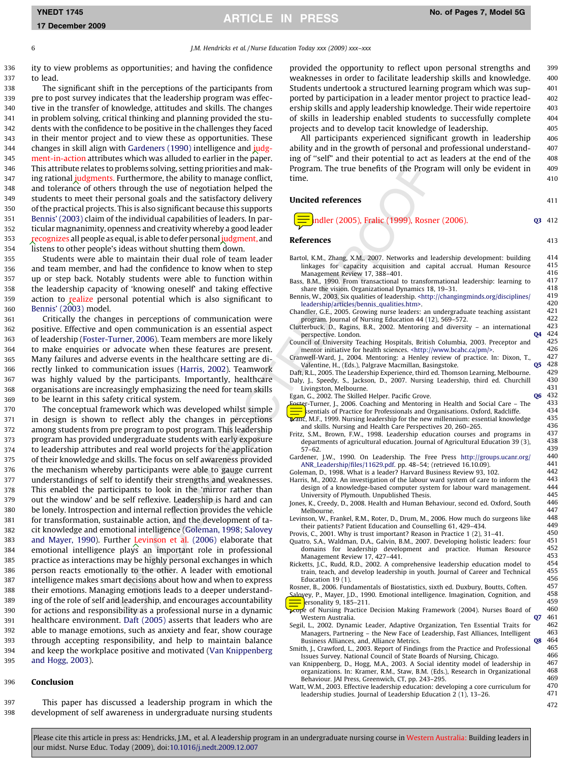ity to view problems as opportunities; and having the confidence to lead.

The significant shift in the perceptions of the participants from pre to post survey indicates that the leadership program was effective in the transfer of knowledge, attitudes and skills. The changes in problem solving, critical thinking and planning provided the students with the confidence to be positive in the challenges they faced in their mentor project and to view these as opportunities. These changes in skill align with Gardeners (1990) intelligence and judgment-in-action attributes which was alluded to earlier in the paper. This attribute relates to problems solving, setting priorities and making rational judgments. Furthermore, the ability to manage conflict, and tolerance of others through the use of negotiation helped the students to meet their personal goals and the satisfactory delivery of the practical projects. This is also significant because this supports Bennis' (2003) claim of the individual capabilities of leaders. In particular magnanimity, openness and creativity whereby a good leader recognizes all people as equal, is able to defer personal judgment, and listens to other people's ideas without shutting them down.

Students were able to maintain their dual role of team leader and team member, and had the confidence to know when to step up or step back. Notably students were able to function within the leadership capacity of 'knowing oneself' and taking effective action to realize personal potential which is also significant to Bennis' (2003) model.

Critically the changes in perceptions of communication were positive. Effective and open communication is an essential aspect of leadership (Foster-Turner, 2006). Team members are more likely to make enquiries or advocate when these features are present. Many failures and adverse events in the healthcare setting are directly linked to communication issues (Harris, 2002). Teamwork was highly valued by the participants. Importantly, healthcare organisations are increasingly emphasizing the need for team skills to be learnt in this safety critical system.

The conceptual framework which was developed whilst simple in design is shown to reflect ably the changes in perceptions among students from pre program to post program. This leadership program has provided undergraduate students with early exposure to leadership attributes and real world projects for the application of their knowledge and skills. The focus on self awareness provided the mechanism whereby participants were able to gauge current understandings of self to identify their strengths and weaknesses. This enabled the participants to look in the 'mirror rather than out the window' and be self reflexive. Leadership is hard and can be lonely. Introspection and internal reflection provides the vehicle for transformation, sustainable action, and the development of tacit knowledge and emotional intelligence (Goleman, 1998; Salovey and Mayer, 1990). Further Levinson et al. (2006) elaborate that emotional intelligence plays an important role in professional practice as interactions may be highly personal exchanges in which person reacts emotionally to the other. A leader with emotional intelligence makes smart decisions about how and when to express their emotions. Managing emotions leads to a deeper understanding of the role of self and leadership, and encourages accountability for actions and responsibility as a professional nurse in a dynamic healthcare environment. Daft (2005) asserts that leaders who are able to manage emotions, such as anxiety and fear, show courage through accepting responsibility, and help to maintain balance and keep the workplace positive and motivated (Van Knippenberg and Hogg, 2003).

## Conclusion

This paper has discussed a leadership program in which the development of self awareness in undergraduate nursing students provided the opportunity to reflect upon personal strengths and weaknesses in order to facilitate leadership skills and knowledge. Students undertook a structured learning program which was supported by participation in a leader mentor project to practice leadership skills and apply leadership knowledge. Their wide repertoire of skills in leadership enabled students to successfully complete projects and to develop tacit knowledge of leadership.

All participants experienced significant growth in leadership ability and in the growth of personal and professional understanding of "self" and their potential to act as leaders at the end of the Program. The true benefits of the Program will only be evident in time.

## Uncited references

Chandler (2005), Fralic (1999), Rosner (2006).

## References

Bartol, K.M., Zhang, X.M., 2007. Networks and leadership development: building linkages for capacity acquisition and capital accrual. Human Resource Management Review 17, 388–401.

Bass, B.M., 1990. From transactional to transformational leadership: learning to share the vision. Organizational Dynamics 18, 19–31.

Bennis, W., 2003. Six qualities of leadership. <http://changingminds.org/disciplines/leadership/articles/bennis_qualities.htm>.

Chandler, G.E., 2005. Growing nurse leaders: an undergraduate teaching assistant program. Journal of Nursing Education 44 (12), 569–572.

Clutterbuck, D., Ragins, B.R., 2002. Mentoring and diversity – an international perspective. London.

Council of University Teaching Hospitals, British Columbia, 2003. Preceptor and mentor initiative for health sciences. <http://www.bcahc.ca/pm/>.

Cranwell-Ward, J., 2004. Mentoring: a Henley review of practice. In: Dixon, T., Valentine, H., (Eds.), Palgrave Macmillan, Basingstoke.

Daft, R.L., 2005. The Leadership Experience, third ed. Thomson Learning, Melbourne.

Daly, J., Speedy, S., Jackson, D., 2007. Nursing Leadership, third ed. Churchill Livingston, Melbourne.

Egan, G., 2002. The Skilled Helper. Pacific Grove.

Foster-Turner, J., 2006. Coaching and Mentoring in Health and Social Care – The Essentials of Practice for Professionals and Organisations. Oxford, Radcliffe.

Fralic, M.F., 1999. Nursing leadership for the new millennium: essential knowledge and skills. Nursing and Health Care Perspectives 20, 260–265.

Fritz, S.M., Brown, F.W., 1998. Leadership education courses and programs in departments of agricultural education. Journal of Agricultural Education 39 (3), 57–62.

Gardener, J.W., 1990. On Leadership. The Free Press http://groups.ucanr.org/ANR_Leadership/files/11629.pdf. pp. 48–54; (retrieved 16.10.09).

Goleman, D., 1998. What is a leader? Harvard Business Review 93, 102.

Harris, M., 2002. An investigation of the labour ward system of care to inform the design of a knowledge-based computer system for labour ward management. University of Plymouth. Unpublished Thesis.

Jones, K., Creedy, D., 2008. Health and Human Behaviour, second ed. Oxford, South Melbourne.

Levinson, W., Frankel, R.M., Roter, D., Drum, M., 2006. How much do surgeons like their patients? Patient Education and Counselling 61, 429–434.

Provis, C., 2001. Why is trust important? Reason in Practice 1 (2), 31–41.

Quatro, S.A., Waldman, D.A., Galvin, B.M., 2007. Developing holistic leaders: four domains for leadership development and practice. Human Resource Management Review 17, 427–441.

Ricketts, J.C., Rudd, R.D., 2002. A comprehensive leadership education model to train, teach, and develop leadership in youth. Journal of Career and Technical Education 19 (1).

Rosner, B., 2006. Fundamentals of Biostatistics, sixth ed. Duxbury, Boutts, Cofton.

Salovey, P., Mayer, J.D., 1990. Emotional intelligence. Imagination, Cognition, and Personality 9, 185–211.

Scope of Nursing Practice Decision Making Framework (2004). Nurses Board of Western Australia.

Segil, L., 2002. Dynamic Leader, Adaptive Organization, Ten Essential Traits for Managers, Partnering – the New Face of Leadership, Fast Alliances, Intelligent Business Alliances, and, Alliance Metrics.

Smith, J., Crawford, L., 2003. Report of Findings from the Practice and Professional Issues Survey. National Council of State Boards of Nursing, Chicago.

van Knippenberg, D., Hogg, M.A., 2003. A social identity model of leadership in organizations. In: Kramer, R.M., Staw, B.M. (Eds.), Research in Organizational Behaviour. JAI Press, Greenwich, CT, pp. 243–295.

Watt, W.M., 2003. Effective leadership education: developing a core curriculum for leadership studies. Journal of Leadership Education 2 (1), 13–26.